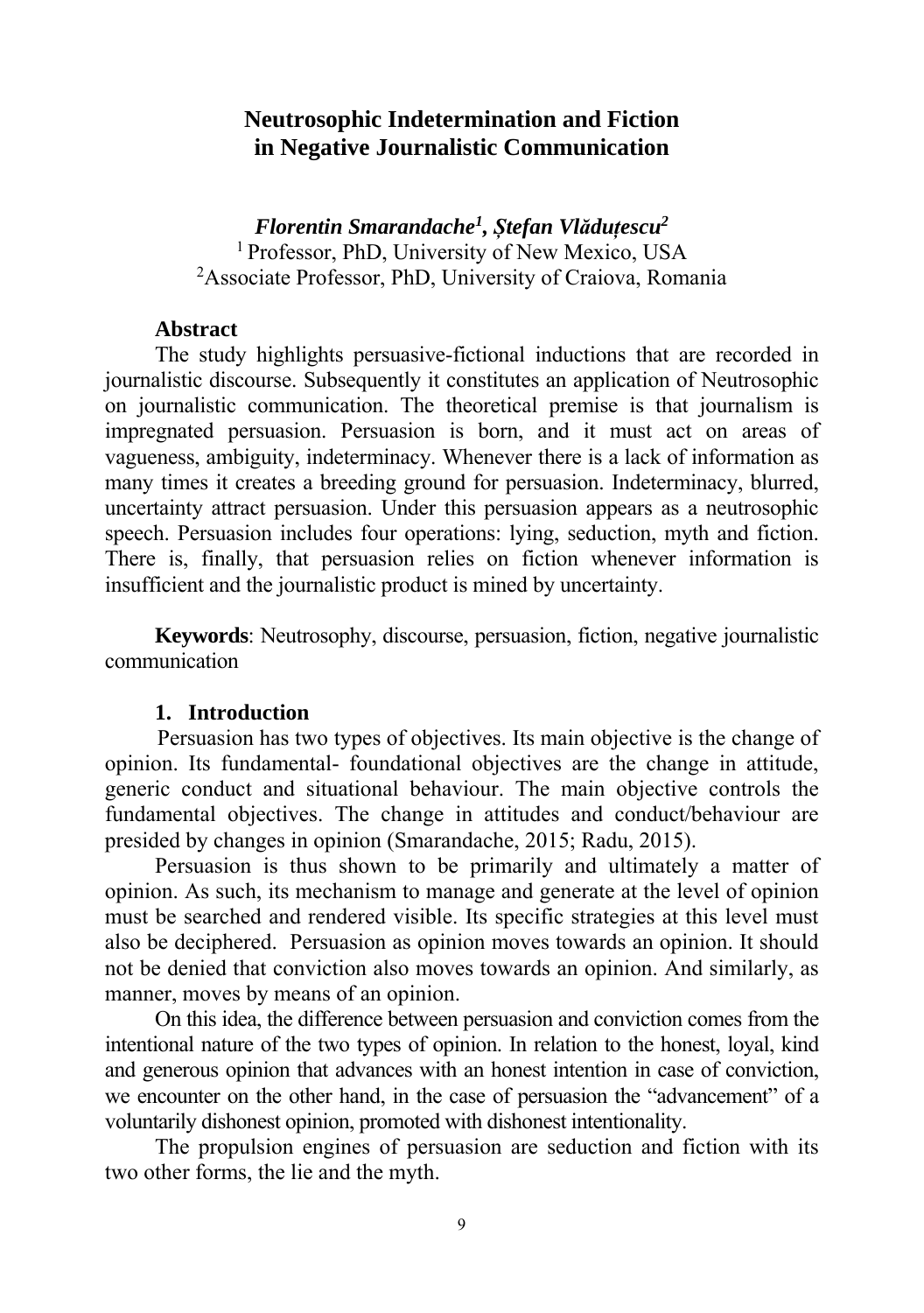# Neutrosophic Indetermination and Fiction in Negative Journalistic Communication

***Florentin Smarandache[1], Ștefan Vlăduțescu[2]***

[1] Professor, PhD, University of New Mexico, USA
[2] Associate Professor, PhD, University of Craiova, Romania

**Abstract**

The study highlights persuasive-fictional inductions that are recorded in journalistic discourse. Subsequently it constitutes an application of Neutrosophic on journalistic communication. The theoretical premise is that journalism is impregnated persuasion. Persuasion is born, and it must act on areas of vagueness, ambiguity, indeterminacy. Whenever there is a lack of information as many times it creates a breeding ground for persuasion. Indeterminacy, blurred, uncertainty attract persuasion. Under this persuasion appears as a neutrosophic speech. Persuasion includes four operations: lying, seduction, myth and fiction. There is, finally, that persuasion relies on fiction whenever information is insufficient and the journalistic product is mined by uncertainty.

**Keywords**: Neutrosophy, discourse, persuasion, fiction, negative journalistic communication

## 1. Introduction

Persuasion has two types of objectives. Its main objective is the change of opinion. Its fundamental- foundational objectives are the change in attitude, generic conduct and situational behaviour. The main objective controls the fundamental objectives. The change in attitudes and conduct/behaviour are presided by changes in opinion (Smarandache, 2015; Radu, 2015).

Persuasion is thus shown to be primarily and ultimately a matter of opinion. As such, its mechanism to manage and generate at the level of opinion must be searched and rendered visible. Its specific strategies at this level must also be deciphered. Persuasion as opinion moves towards an opinion. It should not be denied that conviction also moves towards an opinion. And similarly, as manner, moves by means of an opinion.

On this idea, the difference between persuasion and conviction comes from the intentional nature of the two types of opinion. In relation to the honest, loyal, kind and generous opinion that advances with an honest intention in case of conviction, we encounter on the other hand, in the case of persuasion the "advancement" of a voluntarily dishonest opinion, promoted with dishonest intentionality.

The propulsion engines of persuasion are seduction and fiction with its two other forms, the lie and the myth.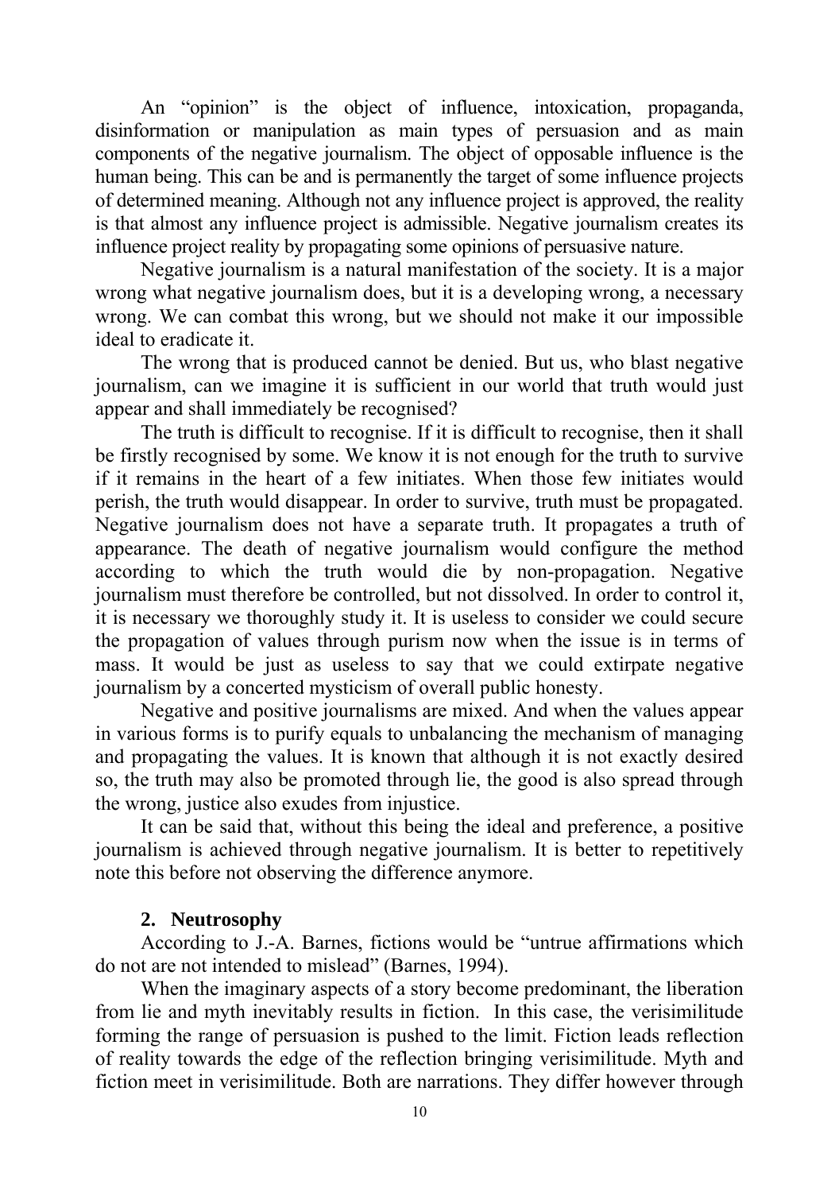An "opinion" is the object of influence, intoxication, propaganda, disinformation or manipulation as main types of persuasion and as main components of the negative journalism. The object of opposable influence is the human being. This can be and is permanently the target of some influence projects of determined meaning. Although not any influence project is approved, the reality is that almost any influence project is admissible. Negative journalism creates its influence project reality by propagating some opinions of persuasive nature.

Negative journalism is a natural manifestation of the society. It is a major wrong what negative journalism does, but it is a developing wrong, a necessary wrong. We can combat this wrong, but we should not make it our impossible ideal to eradicate it.

The wrong that is produced cannot be denied. But us, who blast negative journalism, can we imagine it is sufficient in our world that truth would just appear and shall immediately be recognised?

The truth is difficult to recognise. If it is difficult to recognise, then it shall be firstly recognised by some. We know it is not enough for the truth to survive if it remains in the heart of a few initiates. When those few initiates would perish, the truth would disappear. In order to survive, truth must be propagated. Negative journalism does not have a separate truth. It propagates a truth of appearance. The death of negative journalism would configure the method according to which the truth would die by non-propagation. Negative journalism must therefore be controlled, but not dissolved. In order to control it, it is necessary we thoroughly study it. It is useless to consider we could secure the propagation of values through purism now when the issue is in terms of mass. It would be just as useless to say that we could extirpate negative journalism by a concerted mysticism of overall public honesty.

Negative and positive journalisms are mixed. And when the values appear in various forms is to purify equals to unbalancing the mechanism of managing and propagating the values. It is known that although it is not exactly desired so, the truth may also be promoted through lie, the good is also spread through the wrong, justice also exudes from injustice.

It can be said that, without this being the ideal and preference, a positive journalism is achieved through negative journalism. It is better to repetitively note this before not observing the difference anymore.

## 2. Neutrosophy

According to J.-A. Barnes, fictions would be "untrue affirmations which do not are not intended to mislead" (Barnes, 1994).

When the imaginary aspects of a story become predominant, the liberation from lie and myth inevitably results in fiction. In this case, the verisimilitude forming the range of persuasion is pushed to the limit. Fiction leads reflection of reality towards the edge of the reflection bringing verisimilitude. Myth and fiction meet in verisimilitude. Both are narrations. They differ however through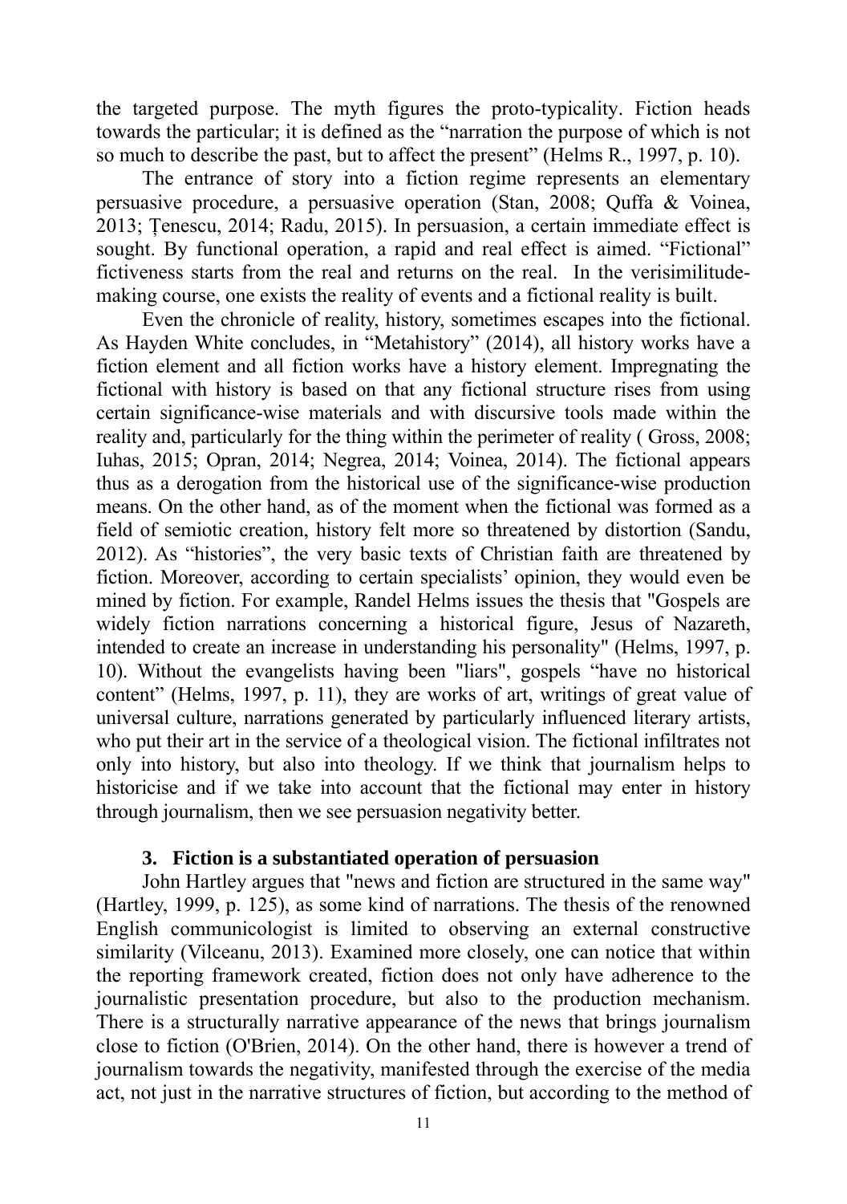the targeted purpose. The myth figures the proto-typicality. Fiction heads towards the particular; it is defined as the "narration the purpose of which is not so much to describe the past, but to affect the present" (Helms R., 1997, p. 10).

The entrance of story into a fiction regime represents an elementary persuasive procedure, a persuasive operation (Stan, 2008; Quffa & Voinea, 2013; Țenescu, 2014; Radu, 2015). In persuasion, a certain immediate effect is sought. By functional operation, a rapid and real effect is aimed. "Fictional" fictiveness starts from the real and returns on the real. In the verisimilitude-making course, one exists the reality of events and a fictional reality is built.

Even the chronicle of reality, history, sometimes escapes into the fictional. As Hayden White concludes, in "Metahistory" (2014), all history works have a fiction element and all fiction works have a history element. Impregnating the fictional with history is based on that any fictional structure rises from using certain significance-wise materials and with discursive tools made within the reality and, particularly for the thing within the perimeter of reality ( Gross, 2008; Iuhas, 2015; Opran, 2014; Negrea, 2014; Voinea, 2014). The fictional appears thus as a derogation from the historical use of the significance-wise production means. On the other hand, as of the moment when the fictional was formed as a field of semiotic creation, history felt more so threatened by distortion (Sandu, 2012). As "histories", the very basic texts of Christian faith are threatened by fiction. Moreover, according to certain specialists' opinion, they would even be mined by fiction. For example, Randel Helms issues the thesis that "Gospels are widely fiction narrations concerning a historical figure, Jesus of Nazareth, intended to create an increase in understanding his personality" (Helms, 1997, p. 10). Without the evangelists having been "liars", gospels "have no historical content" (Helms, 1997, p. 11), they are works of art, writings of great value of universal culture, narrations generated by particularly influenced literary artists, who put their art in the service of a theological vision. The fictional infiltrates not only into history, but also into theology. If we think that journalism helps to historicise and if we take into account that the fictional may enter in history through journalism, then we see persuasion negativity better.

## 3. Fiction is a substantiated operation of persuasion

John Hartley argues that "news and fiction are structured in the same way" (Hartley, 1999, p. 125), as some kind of narrations. The thesis of the renowned English communicologist is limited to observing an external constructive similarity (Vilceanu, 2013). Examined more closely, one can notice that within the reporting framework created, fiction does not only have adherence to the journalistic presentation procedure, but also to the production mechanism. There is a structurally narrative appearance of the news that brings journalism close to fiction (O'Brien, 2014). On the other hand, there is however a trend of journalism towards the negativity, manifested through the exercise of the media act, not just in the narrative structures of fiction, but according to the method of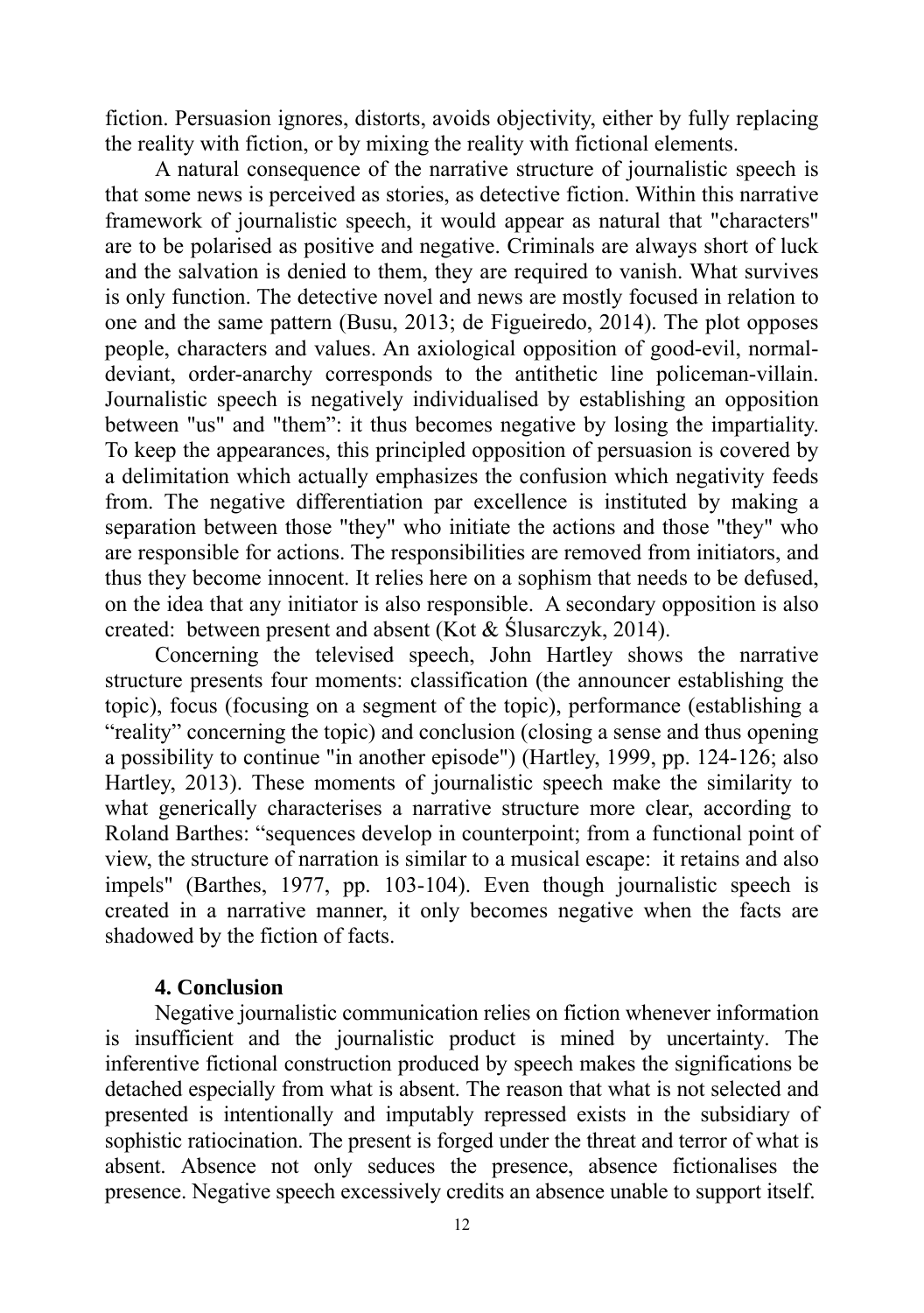fiction. Persuasion ignores, distorts, avoids objectivity, either by fully replacing the reality with fiction, or by mixing the reality with fictional elements.

A natural consequence of the narrative structure of journalistic speech is that some news is perceived as stories, as detective fiction. Within this narrative framework of journalistic speech, it would appear as natural that "characters" are to be polarised as positive and negative. Criminals are always short of luck and the salvation is denied to them, they are required to vanish. What survives is only function. The detective novel and news are mostly focused in relation to one and the same pattern (Busu, 2013; de Figueiredo, 2014). The plot opposes people, characters and values. An axiological opposition of good-evil, normal-deviant, order-anarchy corresponds to the antithetic line policeman-villain. Journalistic speech is negatively individualised by establishing an opposition between "us" and "them": it thus becomes negative by losing the impartiality. To keep the appearances, this principled opposition of persuasion is covered by a delimitation which actually emphasizes the confusion which negativity feeds from. The negative differentiation par excellence is instituted by making a separation between those "they" who initiate the actions and those "they" who are responsible for actions. The responsibilities are removed from initiators, and thus they become innocent. It relies here on a sophism that needs to be defused, on the idea that any initiator is also responsible. A secondary opposition is also created: between present and absent (Kot & Ślusarczyk, 2014).

Concerning the televised speech, John Hartley shows the narrative structure presents four moments: classification (the announcer establishing the topic), focus (focusing on a segment of the topic), performance (establishing a "reality" concerning the topic) and conclusion (closing a sense and thus opening a possibility to continue "in another episode") (Hartley, 1999, pp. 124-126; also Hartley, 2013). These moments of journalistic speech make the similarity to what generically characterises a narrative structure more clear, according to Roland Barthes: "sequences develop in counterpoint; from a functional point of view, the structure of narration is similar to a musical escape: it retains and also impels" (Barthes, 1977, pp. 103-104). Even though journalistic speech is created in a narrative manner, it only becomes negative when the facts are shadowed by the fiction of facts.

## 4. Conclusion

Negative journalistic communication relies on fiction whenever information is insufficient and the journalistic product is mined by uncertainty. The inferentive fictional construction produced by speech makes the significations be detached especially from what is absent. The reason that what is not selected and presented is intentionally and imputably repressed exists in the subsidiary of sophistic ratiocination. The present is forged under the threat and terror of what is absent. Absence not only seduces the presence, absence fictionalises the presence. Negative speech excessively credits an absence unable to support itself.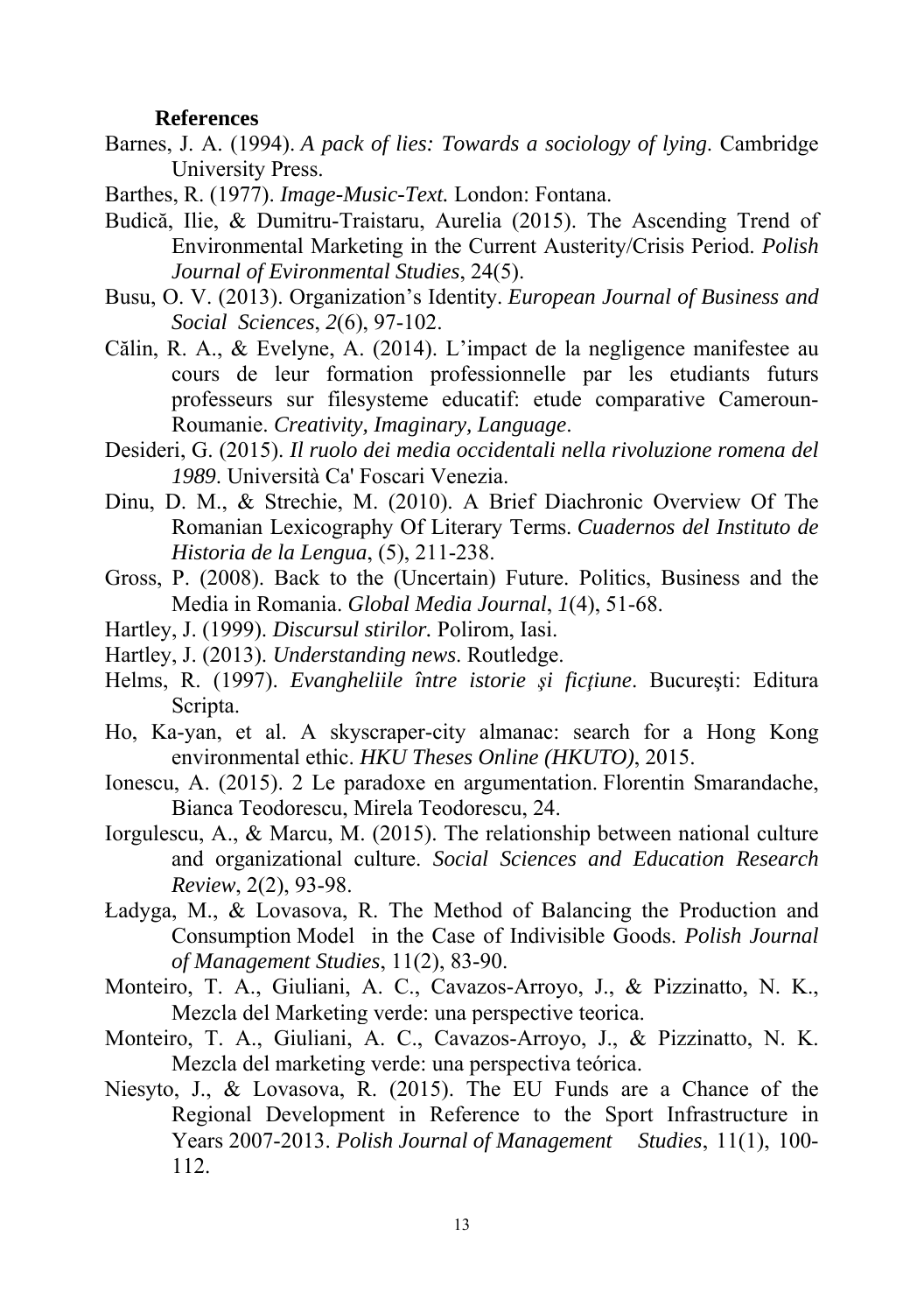**References**

Barnes, J. A. (1994). *A pack of lies: Towards a sociology of lying*. Cambridge University Press.

Barthes, R. (1977). *Image-Music-Text.* London: Fontana.

Budică, Ilie, & Dumitru-Traistaru, Aurelia (2015). The Ascending Trend of Environmental Marketing in the Current Austerity/Crisis Period. *Polish Journal of Evironmental Studies*, 24(5).

Busu, O. V. (2013). Organization's Identity. *European Journal of Business and Social Sciences*, *2*(6), 97-102.

Călin, R. A., & Evelyne, A. (2014). L'impact de la negligence manifestee au cours de leur formation professionnelle par les etudiants futurs professeurs sur filesysteme educatif: etude comparative Cameroun-Roumanie. *Creativity, Imaginary, Language*.

Desideri, G. (2015). *Il ruolo dei media occidentali nella rivoluzione romena del 1989*. Università Ca' Foscari Venezia.

Dinu, D. M., & Strechie, M. (2010). A Brief Diachronic Overview Of The Romanian Lexicography Of Literary Terms. *Cuadernos del Instituto de Historia de la Lengua*, (5), 211-238.

Gross, P. (2008). Back to the (Uncertain) Future. Politics, Business and the Media in Romania. *Global Media Journal*, *1*(4), 51-68.

Hartley, J. (1999). *Discursul stirilor.* Polirom, Iasi.

Hartley, J. (2013). *Understanding news*. Routledge.

Helms, R. (1997). *Evangheliile între istorie şi ficţiune*. Bucureşti: Editura Scripta.

Ho, Ka-yan, et al. A skyscraper-city almanac: search for a Hong Kong environmental ethic. *HKU Theses Online (HKUTO)*, 2015.

Ionescu, A. (2015). 2 Le paradoxe en argumentation. Florentin Smarandache, Bianca Teodorescu, Mirela Teodorescu, 24.

Iorgulescu, A., & Marcu, M. (2015). The relationship between national culture and organizational culture. *Social Sciences and Education Research Review*, 2(2), 93-98.

Ładyga, M., & Lovasova, R. The Method of Balancing the Production and Consumption Model in the Case of Indivisible Goods. *Polish Journal of Management Studies*, 11(2), 83-90.

Monteiro, T. A., Giuliani, A. C., Cavazos-Arroyo, J., & Pizzinatto, N. K., Mezcla del Marketing verde: una perspective teorica.

Monteiro, T. A., Giuliani, A. C., Cavazos-Arroyo, J., & Pizzinatto, N. K. Mezcla del marketing verde: una perspectiva teórica.

Niesyto, J., & Lovasova, R. (2015). The EU Funds are a Chance of the Regional Development in Reference to the Sport Infrastructure in Years 2007-2013. *Polish Journal of Management Studies*, 11(1), 100-112.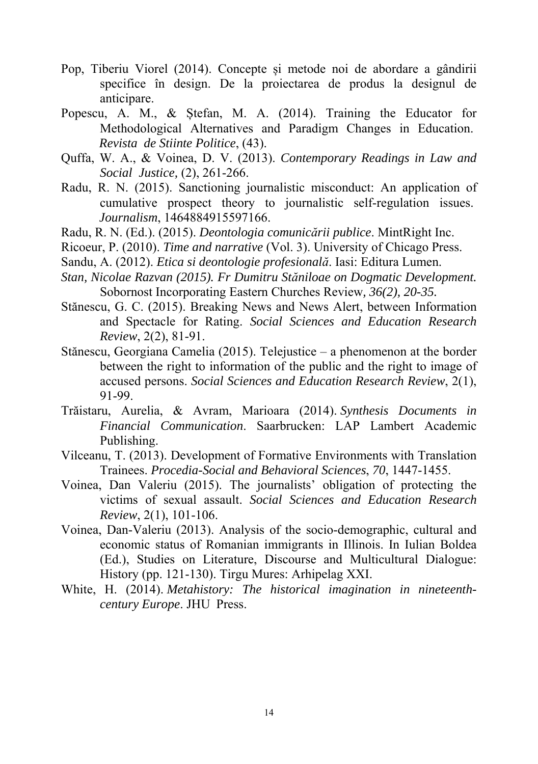Pop, Tiberiu Viorel (2014). Concepte și metode noi de abordare a gândirii specifice în design. De la proiectarea de produs la designul de anticipare.

Popescu, A. M., & Ștefan, M. A. (2014). Training the Educator for Methodological Alternatives and Paradigm Changes in Education. *Revista de Stiinte Politice*, (43).

Quffa, W. A., & Voinea, D. V. (2013). *Contemporary Readings in Law and Social Justice,* (2), 261-266.

Radu, R. N. (2015). Sanctioning journalistic misconduct: An application of cumulative prospect theory to journalistic self-regulation issues. *Journalism*, 1464884915597166.

Radu, R. N. (Ed.). (2015). *Deontologia comunicării publice*. MintRight Inc.

Ricoeur, P. (2010). *Time and narrative* (Vol. 3). University of Chicago Press.

Sandu, A. (2012). *Etica si deontologie profesională*. Iasi: Editura Lumen.

*Stan, Nicolae Razvan (2015). Fr Dumitru Stăniloae on Dogmatic Development.* Sobornost Incorporating Eastern Churches Review*, 36(2), 20-35.*

Stănescu, G. C. (2015). Breaking News and News Alert, between Information and Spectacle for Rating. *Social Sciences and Education Research Review*, 2(2), 81-91.

Stănescu, Georgiana Camelia (2015). Telejustice – a phenomenon at the border between the right to information of the public and the right to image of accused persons. *Social Sciences and Education Research Review*, 2(1), 91-99.

Trăistaru, Aurelia, & Avram, Marioara (2014). *Synthesis Documents in Financial Communication*. Saarbrucken: LAP Lambert Academic Publishing.

Vilceanu, T. (2013). Development of Formative Environments with Translation Trainees. *Procedia-Social and Behavioral Sciences*, *70*, 1447-1455.

Voinea, Dan Valeriu (2015). The journalists' obligation of protecting the victims of sexual assault. *Social Sciences and Education Research Review*, 2(1), 101-106.

Voinea, Dan-Valeriu (2013). Analysis of the socio-demographic, cultural and economic status of Romanian immigrants in Illinois. In Iulian Boldea (Ed.), Studies on Literature, Discourse and Multicultural Dialogue: History (pp. 121-130). Tirgu Mures: Arhipelag XXI.

White, H. (2014). *Metahistory: The historical imagination in nineteenth-century Europe*. JHU Press.